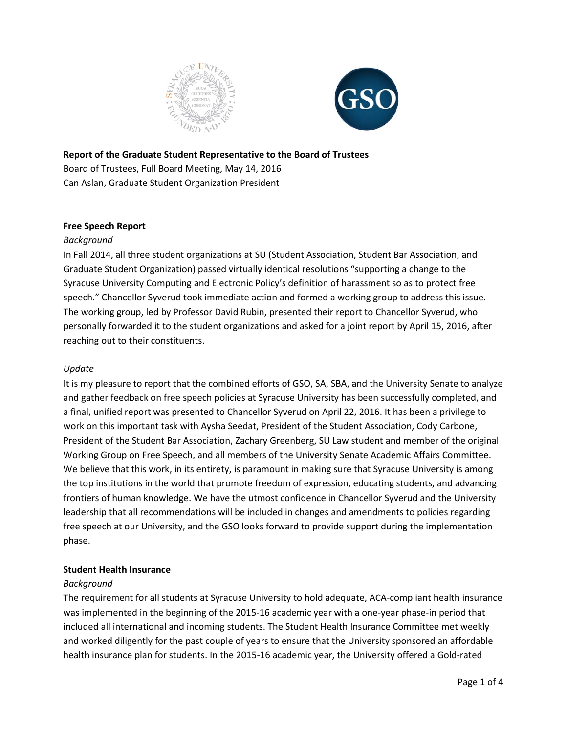**Report of the Graduate Student Representative to the Board of Trustees**
Board of Trustees, Full Board Meeting, May 14, 2016
Can Aslan, Graduate Student Organization President

## Free Speech Report

*Background*

In Fall 2014, all three student organizations at SU (Student Association, Student Bar Association, and Graduate Student Organization) passed virtually identical resolutions "supporting a change to the Syracuse University Computing and Electronic Policy's definition of harassment so as to protect free speech." Chancellor Syverud took immediate action and formed a working group to address this issue. The working group, led by Professor David Rubin, presented their report to Chancellor Syverud, who personally forwarded it to the student organizations and asked for a joint report by April 15, 2016, after reaching out to their constituents.

*Update*

It is my pleasure to report that the combined efforts of GSO, SA, SBA, and the University Senate to analyze and gather feedback on free speech policies at Syracuse University has been successfully completed, and a final, unified report was presented to Chancellor Syverud on April 22, 2016. It has been a privilege to work on this important task with Aysha Seedat, President of the Student Association, Cody Carbone, President of the Student Bar Association, Zachary Greenberg, SU Law student and member of the original Working Group on Free Speech, and all members of the University Senate Academic Affairs Committee. We believe that this work, in its entirety, is paramount in making sure that Syracuse University is among the top institutions in the world that promote freedom of expression, educating students, and advancing frontiers of human knowledge. We have the utmost confidence in Chancellor Syverud and the University leadership that all recommendations will be included in changes and amendments to policies regarding free speech at our University, and the GSO looks forward to provide support during the implementation phase.

## Student Health Insurance

*Background*

The requirement for all students at Syracuse University to hold adequate, ACA-compliant health insurance was implemented in the beginning of the 2015-16 academic year with a one-year phase-in period that included all international and incoming students. The Student Health Insurance Committee met weekly and worked diligently for the past couple of years to ensure that the University sponsored an affordable health insurance plan for students. In the 2015-16 academic year, the University offered a Gold-rated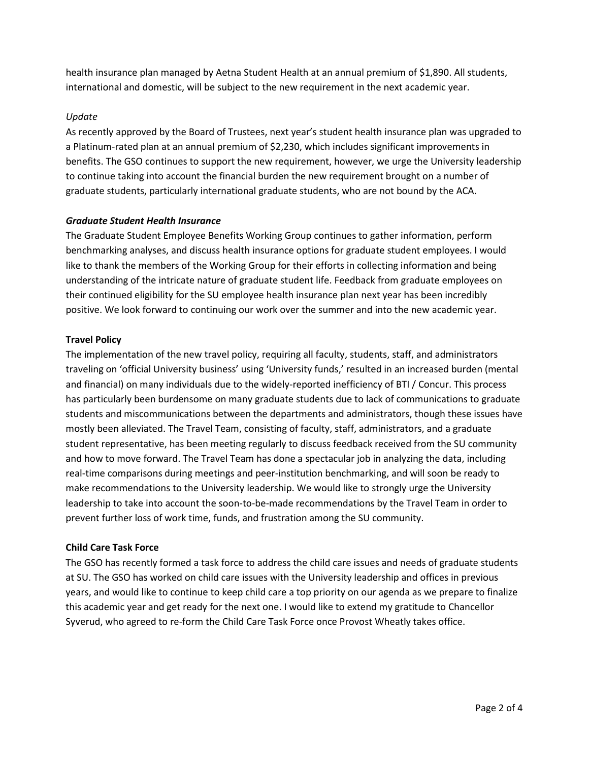health insurance plan managed by Aetna Student Health at an annual premium of $1,890. All students, international and domestic, will be subject to the new requirement in the next academic year.

*Update*

As recently approved by the Board of Trustees, next year's student health insurance plan was upgraded to a Platinum-rated plan at an annual premium of $2,230, which includes significant improvements in benefits. The GSO continues to support the new requirement, however, we urge the University leadership to continue taking into account the financial burden the new requirement brought on a number of graduate students, particularly international graduate students, who are not bound by the ACA.

***Graduate Student Health Insurance***

The Graduate Student Employee Benefits Working Group continues to gather information, perform benchmarking analyses, and discuss health insurance options for graduate student employees. I would like to thank the members of the Working Group for their efforts in collecting information and being understanding of the intricate nature of graduate student life. Feedback from graduate employees on their continued eligibility for the SU employee health insurance plan next year has been incredibly positive. We look forward to continuing our work over the summer and into the new academic year.

**Travel Policy**

The implementation of the new travel policy, requiring all faculty, students, staff, and administrators traveling on 'official University business' using 'University funds,' resulted in an increased burden (mental and financial) on many individuals due to the widely-reported inefficiency of BTI / Concur. This process has particularly been burdensome on many graduate students due to lack of communications to graduate students and miscommunications between the departments and administrators, though these issues have mostly been alleviated. The Travel Team, consisting of faculty, staff, administrators, and a graduate student representative, has been meeting regularly to discuss feedback received from the SU community and how to move forward. The Travel Team has done a spectacular job in analyzing the data, including real-time comparisons during meetings and peer-institution benchmarking, and will soon be ready to make recommendations to the University leadership. We would like to strongly urge the University leadership to take into account the soon-to-be-made recommendations by the Travel Team in order to prevent further loss of work time, funds, and frustration among the SU community.

**Child Care Task Force**

The GSO has recently formed a task force to address the child care issues and needs of graduate students at SU. The GSO has worked on child care issues with the University leadership and offices in previous years, and would like to continue to keep child care a top priority on our agenda as we prepare to finalize this academic year and get ready for the next one. I would like to extend my gratitude to Chancellor Syverud, who agreed to re-form the Child Care Task Force once Provost Wheatly takes office.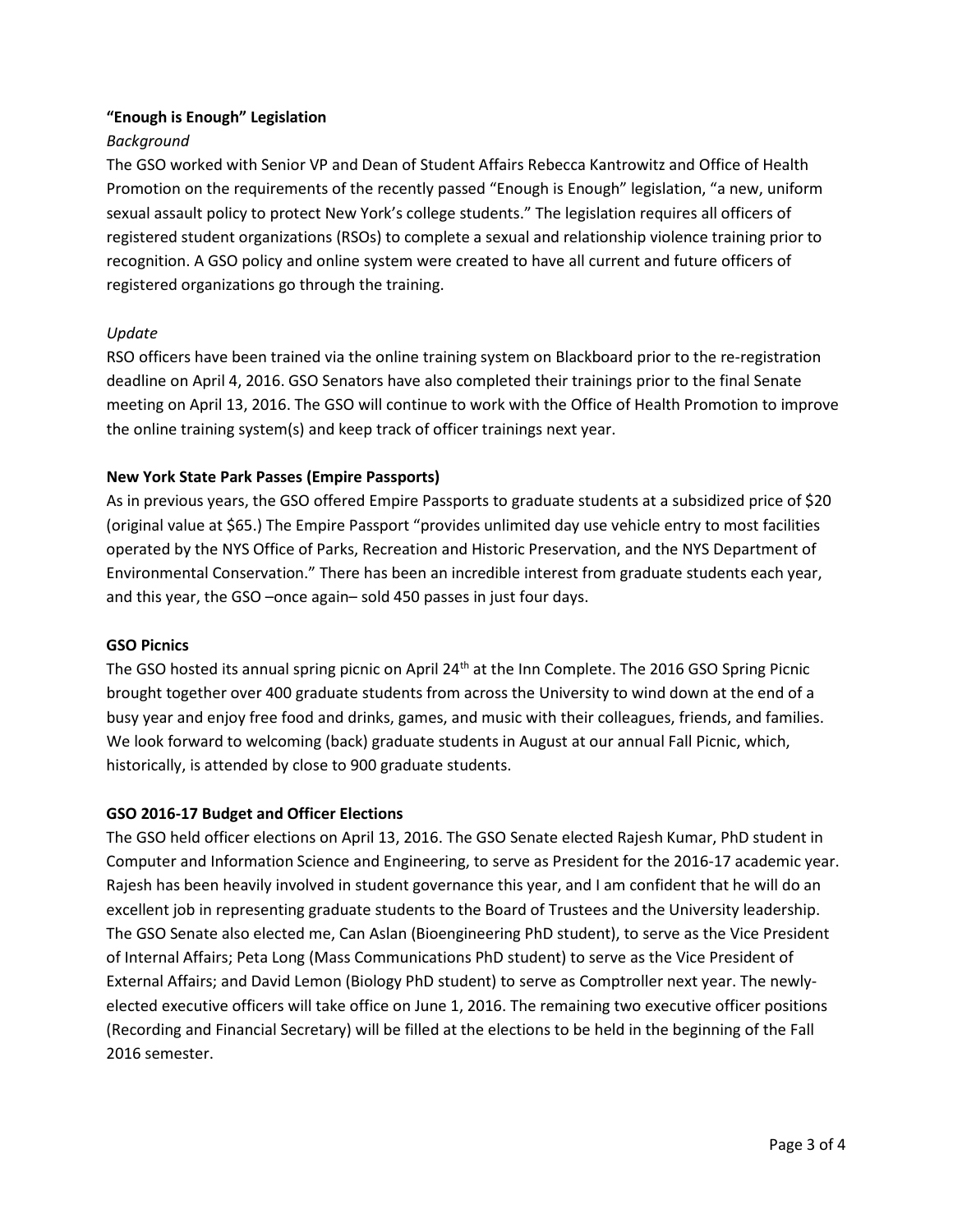**"Enough is Enough" Legislation**

*Background*

The GSO worked with Senior VP and Dean of Student Affairs Rebecca Kantrowitz and Office of Health Promotion on the requirements of the recently passed "Enough is Enough" legislation, "a new, uniform sexual assault policy to protect New York's college students." The legislation requires all officers of registered student organizations (RSOs) to complete a sexual and relationship violence training prior to recognition. A GSO policy and online system were created to have all current and future officers of registered organizations go through the training.

*Update*

RSO officers have been trained via the online training system on Blackboard prior to the re-registration deadline on April 4, 2016. GSO Senators have also completed their trainings prior to the final Senate meeting on April 13, 2016. The GSO will continue to work with the Office of Health Promotion to improve the online training system(s) and keep track of officer trainings next year.

**New York State Park Passes (Empire Passports)**

As in previous years, the GSO offered Empire Passports to graduate students at a subsidized price of $20 (original value at $65.) The Empire Passport "provides unlimited day use vehicle entry to most facilities operated by the NYS Office of Parks, Recreation and Historic Preservation, and the NYS Department of Environmental Conservation." There has been an incredible interest from graduate students each year, and this year, the GSO –once again– sold 450 passes in just four days.

**GSO Picnics**

The GSO hosted its annual spring picnic on April 24th at the Inn Complete. The 2016 GSO Spring Picnic brought together over 400 graduate students from across the University to wind down at the end of a busy year and enjoy free food and drinks, games, and music with their colleagues, friends, and families. We look forward to welcoming (back) graduate students in August at our annual Fall Picnic, which, historically, is attended by close to 900 graduate students.

**GSO 2016-17 Budget and Officer Elections**

The GSO held officer elections on April 13, 2016. The GSO Senate elected Rajesh Kumar, PhD student in Computer and Information Science and Engineering, to serve as President for the 2016-17 academic year. Rajesh has been heavily involved in student governance this year, and I am confident that he will do an excellent job in representing graduate students to the Board of Trustees and the University leadership. The GSO Senate also elected me, Can Aslan (Bioengineering PhD student), to serve as the Vice President of Internal Affairs; Peta Long (Mass Communications PhD student) to serve as the Vice President of External Affairs; and David Lemon (Biology PhD student) to serve as Comptroller next year. The newly-elected executive officers will take office on June 1, 2016. The remaining two executive officer positions (Recording and Financial Secretary) will be filled at the elections to be held in the beginning of the Fall 2016 semester.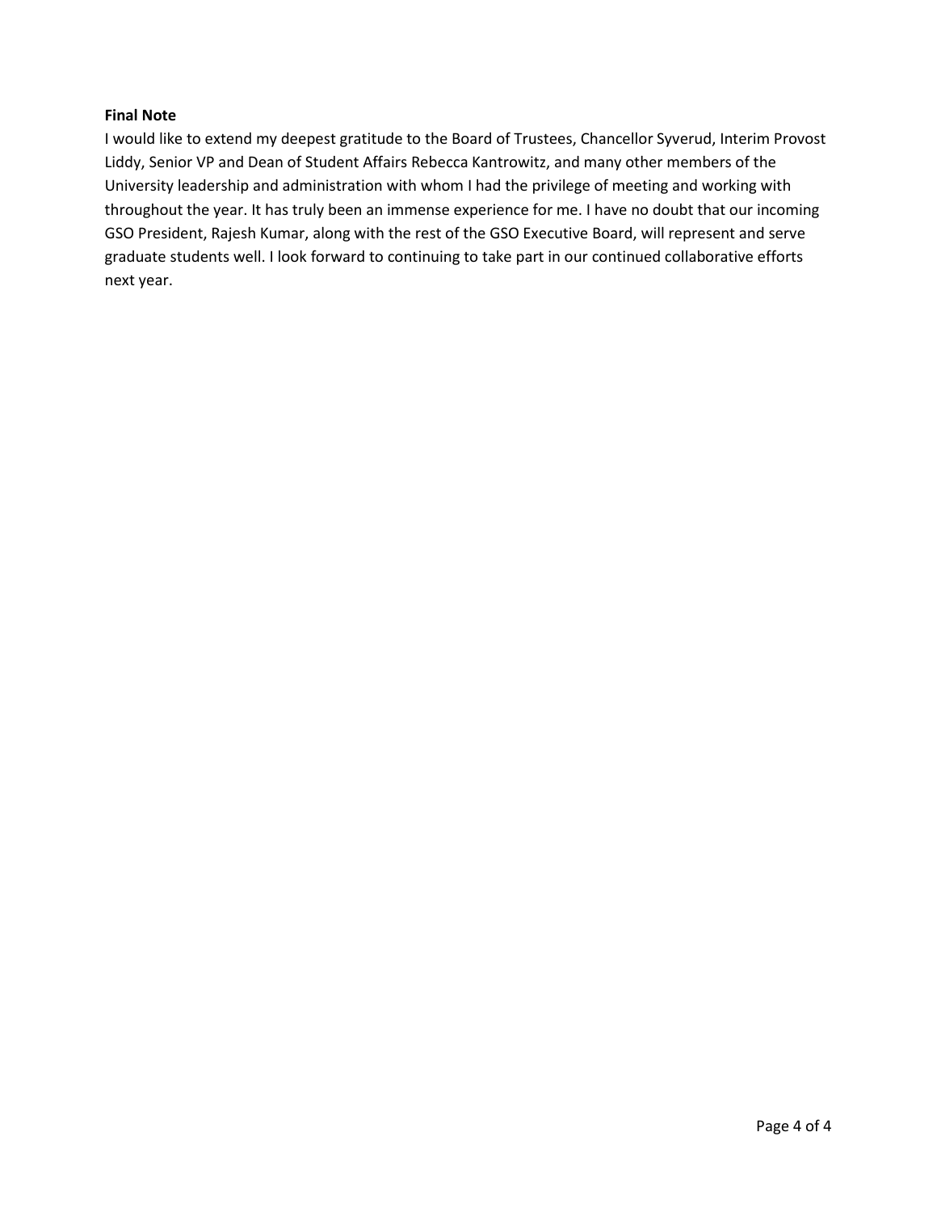**Final Note**

I would like to extend my deepest gratitude to the Board of Trustees, Chancellor Syverud, Interim Provost Liddy, Senior VP and Dean of Student Affairs Rebecca Kantrowitz, and many other members of the University leadership and administration with whom I had the privilege of meeting and working with throughout the year. It has truly been an immense experience for me. I have no doubt that our incoming GSO President, Rajesh Kumar, along with the rest of the GSO Executive Board, will represent and serve graduate students well. I look forward to continuing to take part in our continued collaborative efforts next year.